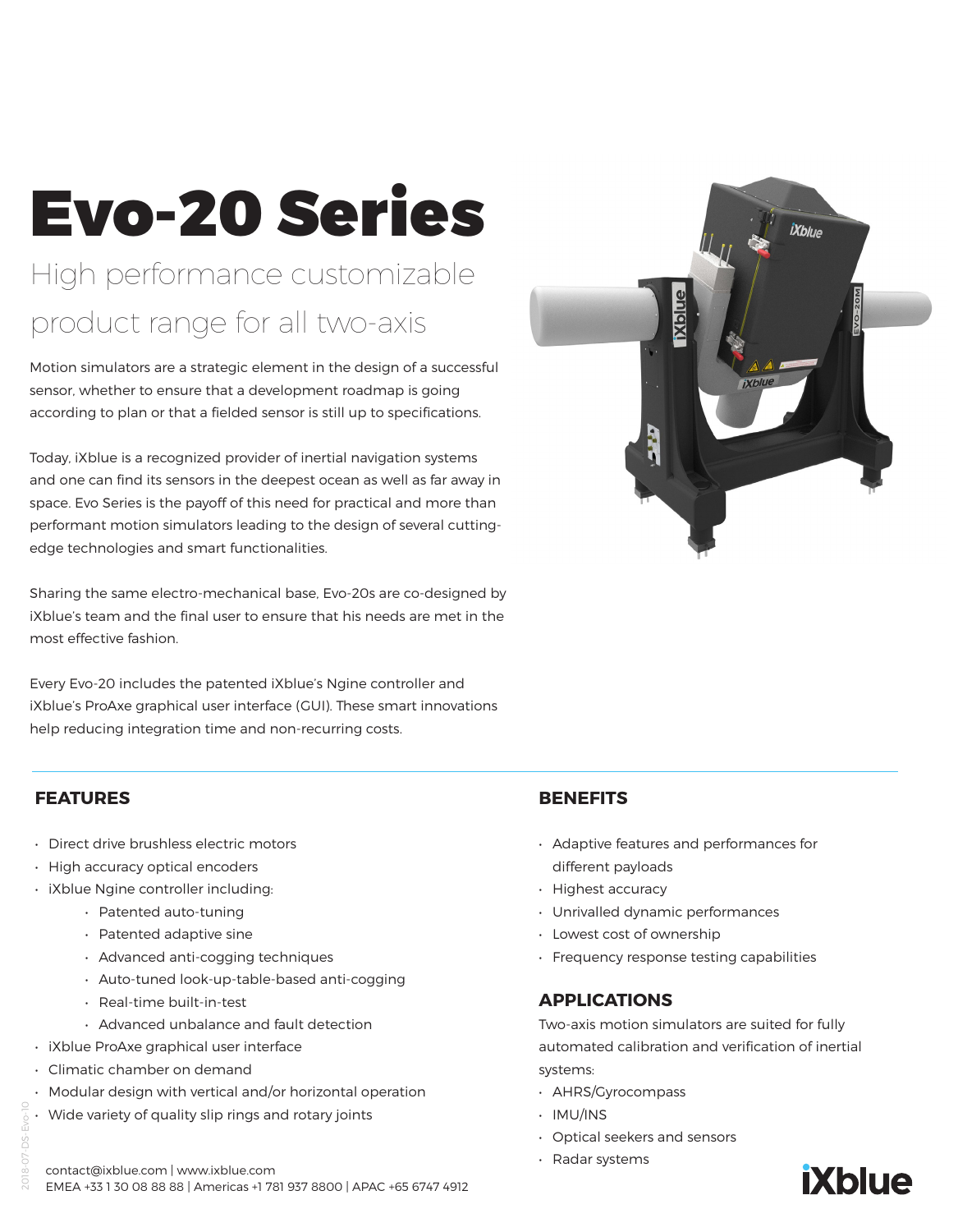# Evo-20 Series

## High performance customizable product range for all two-axis

Motion simulators are a strategic element in the design of a successful sensor, whether to ensure that a development roadmap is going according to plan or that a fielded sensor is still up to specifications.

Today, iXblue is a recognized provider of inertial navigation systems and one can find its sensors in the deepest ocean as well as far away in space. Evo Series is the payoff of this need for practical and more than performant motion simulators leading to the design of several cutting-edge technologies and smart functionalities.

Sharing the same electro-mechanical base, Evo-20s are co-designed by iXblue's team and the final user to ensure that his needs are met in the most effective fashion.

Every Evo-20 includes the patented iXblue's Ngine controller and iXblue's ProAxe graphical user interface (GUI). These smart innovations help reducing integration time and non-recurring costs.

### FEATURES

- Direct drive brushless electric motors
- High accuracy optical encoders
- iXblue Ngine controller including:
    - Patented auto-tuning
    - Patented adaptive sine
    - Advanced anti-cogging techniques
    - Auto-tuned look-up-table-based anti-cogging
    - Real-time built-in-test
    - Advanced unbalance and fault detection
- iXblue ProAxe graphical user interface
- Climatic chamber on demand
- Modular design with vertical and/or horizontal operation
- Wide variety of quality slip rings and rotary joints

### BENEFITS

- Adaptive features and performances for different payloads
- Highest accuracy
- Unrivalled dynamic performances
- Lowest cost of ownership
- Frequency response testing capabilities

### APPLICATIONS

Two-axis motion simulators are suited for fully automated calibration and verification of inertial systems:

- AHRS/Gyrocompass
- IMU/INS
- Optical seekers and sensors
- Radar systems

contact@ixblue.com | www.ixblue.com
EMEA +33 1 30 08 88 88 | Americas +1 781 937 8800 | APAC +65 6747 4912

2018-07-DS-Evo-10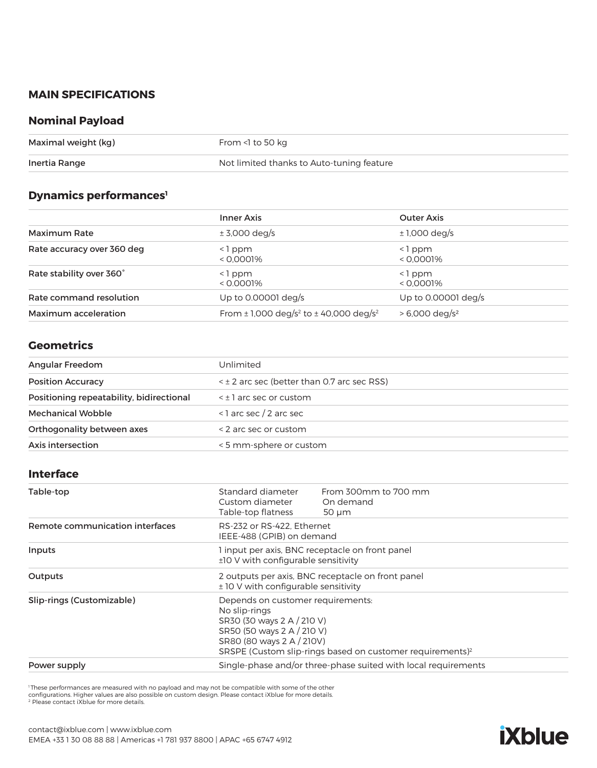## MAIN SPECIFICATIONS

### Nominal Payload

| | |
|---|---|
| Maximal weight (kg) | From <1 to 50 kg |
| Inertia Range | Not limited thanks to Auto-tuning feature |

### Dynamics performances[1]

| | Inner Axis | Outer Axis |
|---|---|---|
| Maximum Rate | ± 3,000 deg/s | ± 1,000 deg/s |
| Rate accuracy over 360 deg | < 1 ppm<br>< 0,0001% | < 1 ppm<br>< 0,0001% |
| Rate stability over 360˚ | < 1 ppm<br>< 0.0001% | < 1 ppm<br>< 0,0001% |
| Rate command resolution | Up to 0.00001 deg/s | Up to 0.00001 deg/s |
| Maximum acceleration | From ± 1,000 deg/s² to ± 40,000 deg/s² | > 6,000 deg/s² |

### Geometrics

| | |
|---|---|
| Angular Freedom | Unlimited |
| Position Accuracy | < ± 2 arc sec (better than 0.7 arc sec RSS) |
| Positioning repeatability, bidirectional | < ± 1 arc sec or custom |
| Mechanical Wobble | < 1 arc sec / 2 arc sec |
| Orthogonality between axes | < 2 arc sec or custom |
| Axis intersection | < 5 mm-sphere or custom |

### Interface

| | |
|---|---|
| Table-top | Standard diameter From 300mm to 700 mm<br>Custom diameter On demand<br>Table-top flatness 50 µm |
| Remote communication interfaces | RS-232 or RS-422, Ethernet<br>IEEE-488 (GPIB) on demand |
| Inputs | 1 input per axis, BNC receptacle on front panel<br>±10 V with configurable sensitivity |
| Outputs | 2 outputs per axis, BNC receptacle on front panel<br>± 10 V with configurable sensitivity |
| Slip-rings (Customizable) | Depends on customer requirements:<br>No slip-rings<br>SR30 (30 ways 2 A / 210 V)<br>SR50 (50 ways 2 A / 210 V)<br>SR80 (80 ways 2 A / 210V)<br>SRSPE (Custom slip-rings based on customer requirements)[2] |
| Power supply | Single-phase and/or three-phase suited with local requirements |

[1] These performances are measured with no payload and may not be compatible with some of the other configurations. Higher values are also possible on custom design. Please contact iXblue for more details.
[2] Please contact iXblue for more details.

contact@ixblue.com | www.ixblue.com
EMEA +33 1 30 08 88 88 | Americas +1 781 937 8800 | APAC +65 6747 4912

iXblue